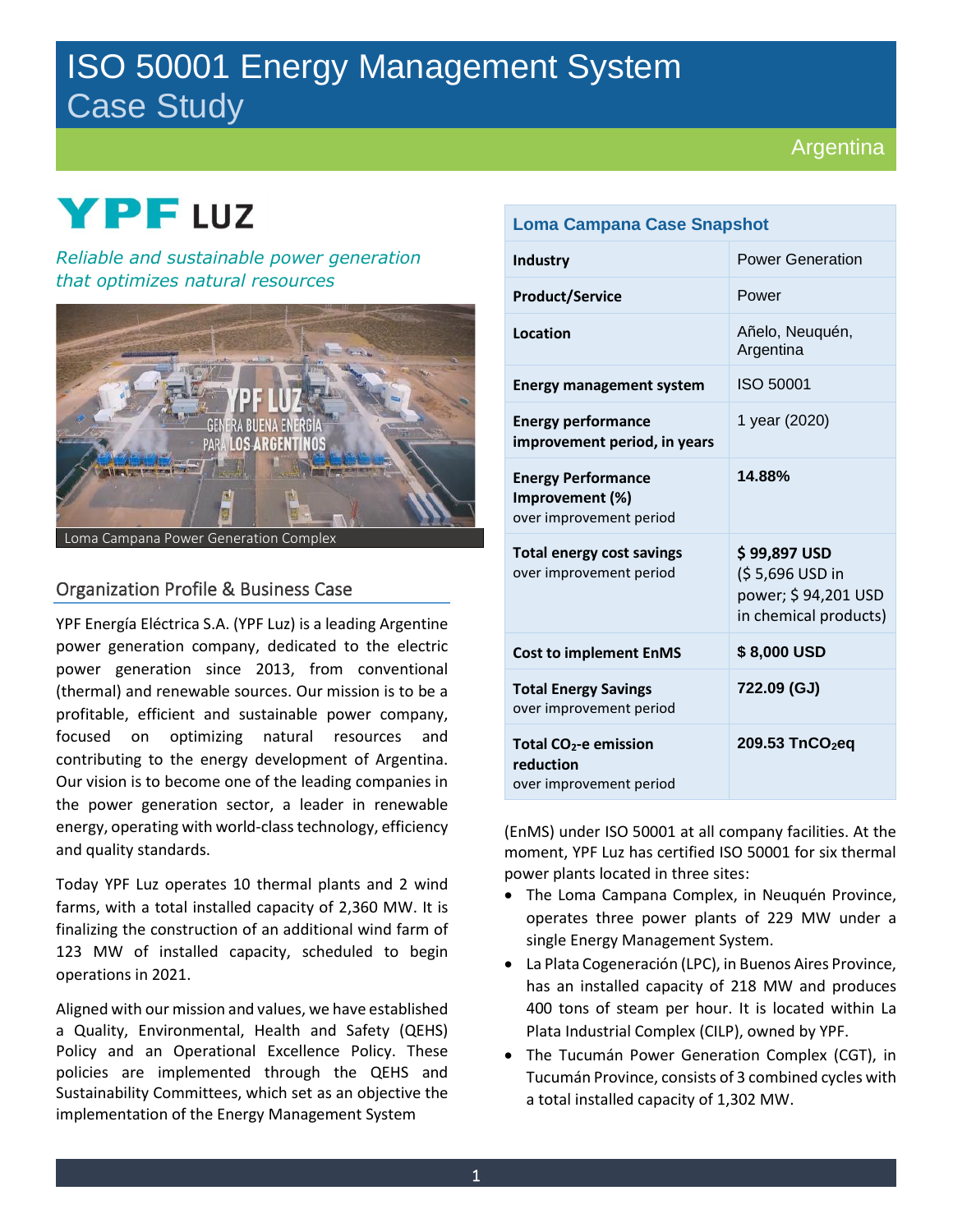# ISO 50001 Energy Management System Case Study

Argentina

YPF LUZ

*Reliable and sustainable power generation that optimizes natural resources*

Loma Campana Power Generation Complex

| Loma Campana Case Snapshot | |
|---|---|
| **Industry** | Power Generation |
| **Product/Service** | Power |
| **Location** | Añelo, Neuquén, Argentina |
| **Energy management system** | ISO 50001 |
| **Energy performance improvement period, in years** | 1 year (2020) |
| **Energy Performance Improvement (%)** over improvement period | **14.88%** |
| **Total energy cost savings** over improvement period | **$ 99,897 USD** ($ 5,696 USD in power; $ 94,201 USD in chemical products) |
| **Cost to implement EnMS** | **$ 8,000 USD** |
| **Total Energy Savings** over improvement period | **722.09 (GJ)** |
| **Total $CO_2$-e emission reduction** over improvement period | **209.53 $TnCO_2eq$** |

## Organization Profile & Business Case

YPF Energía Eléctrica S.A. (YPF Luz) is a leading Argentine power generation company, dedicated to the electric power generation since 2013, from conventional (thermal) and renewable sources. Our mission is to be a profitable, efficient and sustainable power company, focused on optimizing natural resources and contributing to the energy development of Argentina. Our vision is to become one of the leading companies in the power generation sector, a leader in renewable energy, operating with world-class technology, efficiency and quality standards.

Today YPF Luz operates 10 thermal plants and 2 wind farms, with a total installed capacity of 2,360 MW. It is finalizing the construction of an additional wind farm of 123 MW of installed capacity, scheduled to begin operations in 2021.

Aligned with our mission and values, we have established a Quality, Environmental, Health and Safety (QEHS) Policy and an Operational Excellence Policy. These policies are implemented through the QEHS and Sustainability Committees, which set as an objective the implementation of the Energy Management System (EnMS) under ISO 50001 at all company facilities. At the moment, YPF Luz has certified ISO 50001 for six thermal power plants located in three sites:

- The Loma Campana Complex, in Neuquén Province, operates three power plants of 229 MW under a single Energy Management System.
- La Plata Cogeneración (LPC), in Buenos Aires Province, has an installed capacity of 218 MW and produces 400 tons of steam per hour. It is located within La Plata Industrial Complex (CILP), owned by YPF.
- The Tucumán Power Generation Complex (CGT), in Tucumán Province, consists of 3 combined cycles with a total installed capacity of 1,302 MW.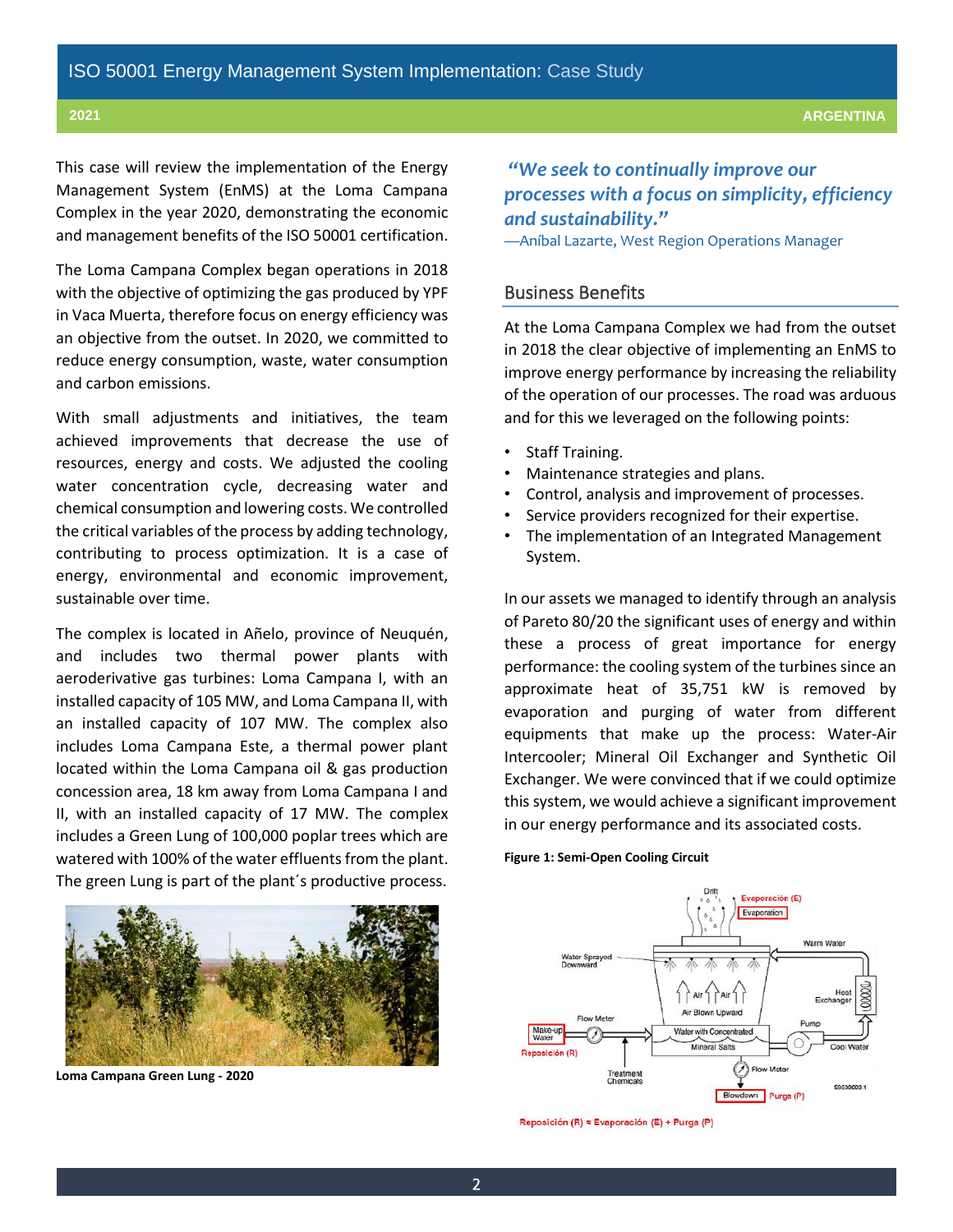This case will review the implementation of the Energy Management System (EnMS) at the Loma Campana Complex in the year 2020, demonstrating the economic and management benefits of the ISO 50001 certification.

The Loma Campana Complex began operations in 2018 with the objective of optimizing the gas produced by YPF in Vaca Muerta, therefore focus on energy efficiency was an objective from the outset. In 2020, we committed to reduce energy consumption, waste, water consumption and carbon emissions.

With small adjustments and initiatives, the team achieved improvements that decrease the use of resources, energy and costs. We adjusted the cooling water concentration cycle, decreasing water and chemical consumption and lowering costs. We controlled the critical variables of the process by adding technology, contributing to process optimization. It is a case of energy, environmental and economic improvement, sustainable over time.

The complex is located in Añelo, province of Neuquén, and includes two thermal power plants with aeroderivative gas turbines: Loma Campana I, with an installed capacity of 105 MW, and Loma Campana II, with an installed capacity of 107 MW. The complex also includes Loma Campana Este, a thermal power plant located within the Loma Campana oil & gas production concession area, 18 km away from Loma Campana I and II, with an installed capacity of 17 MW. The complex includes a Green Lung of 100,000 poplar trees which are watered with 100% of the water effluents from the plant. The green Lung is part of the plant´s productive process.

**Loma Campana Green Lung - 2020**

> ***"We seek to continually improve our processes with a focus on simplicity, efficiency and sustainability."***
>
> —Aníbal Lazarte, West Region Operations Manager

## Business Benefits

At the Loma Campana Complex we had from the outset in 2018 the clear objective of implementing an EnMS to improve energy performance by increasing the reliability of the operation of our processes. The road was arduous and for this we leveraged on the following points:

- Staff Training.
- Maintenance strategies and plans.
- Control, analysis and improvement of processes.
- Service providers recognized for their expertise.
- The implementation of an Integrated Management System.

In our assets we managed to identify through an analysis of Pareto 80/20 the significant uses of energy and within these a process of great importance for energy performance: the cooling system of the turbines since an approximate heat of 35,751 kW is removed by evaporation and purging of water from different equipments that make up the process: Water-Air Intercooler; Mineral Oil Exchanger and Synthetic Oil Exchanger. We were convinced that if we could optimize this system, we would achieve a significant improvement in our energy performance and its associated costs.

**Figure 1: Semi-Open Cooling Circuit**

Reposición (R) = Evaporación (E) + Purga (P)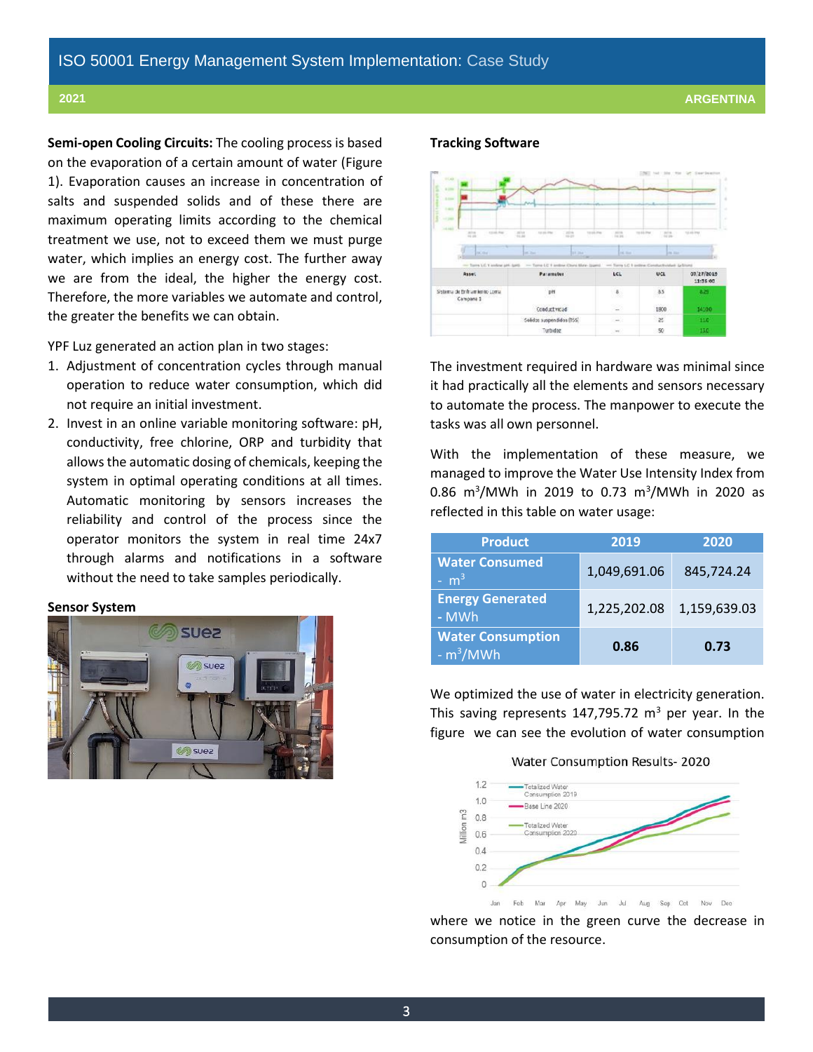**Semi-open Cooling Circuits:** The cooling process is based on the evaporation of a certain amount of water (Figure 1). Evaporation causes an increase in concentration of salts and suspended solids and of these there are maximum operating limits according to the chemical treatment we use, not to exceed them we must purge water, which implies an energy cost. The further away we are from the ideal, the higher the energy cost. Therefore, the more variables we automate and control, the greater the benefits we can obtain.

YPF Luz generated an action plan in two stages:

1. Adjustment of concentration cycles through manual operation to reduce water consumption, which did not require an initial investment.
2. Invest in an online variable monitoring software: pH, conductivity, free chlorine, ORP and turbidity that allows the automatic dosing of chemicals, keeping the system in optimal operating conditions at all times. Automatic monitoring by sensors increases the reliability and control of the process since the operator monitors the system in real time 24x7 through alarms and notifications in a software without the need to take samples periodically.

**Sensor System**

**Tracking Software**

The investment required in hardware was minimal since it had practically all the elements and sensors necessary to automate the process. The manpower to execute the tasks was all own personnel.

With the implementation of these measure, we managed to improve the Water Use Intensity Index from 0.86 $m^3$/MWh in 2019 to 0.73 $m^3$/MWh in 2020 as reflected in this table on water usage:

| Product | 2019 | 2020 |
|---|---|---|
| Water Consumed - $m^3$ | 1,049,691.06 | 845,724.24 |
| Energy Generated - MWh | 1,225,202.08 | 1,159,639.03 |
| Water Consumption - $m^3$/MWh | **0.86** | **0.73** |

We optimized the use of water in electricity generation. This saving represents 147,795.72 $m^3$ per year. In the figure we can see the evolution of water consumption

Water Consumption Results- 2020

where we notice in the green curve the decrease in consumption of the resource.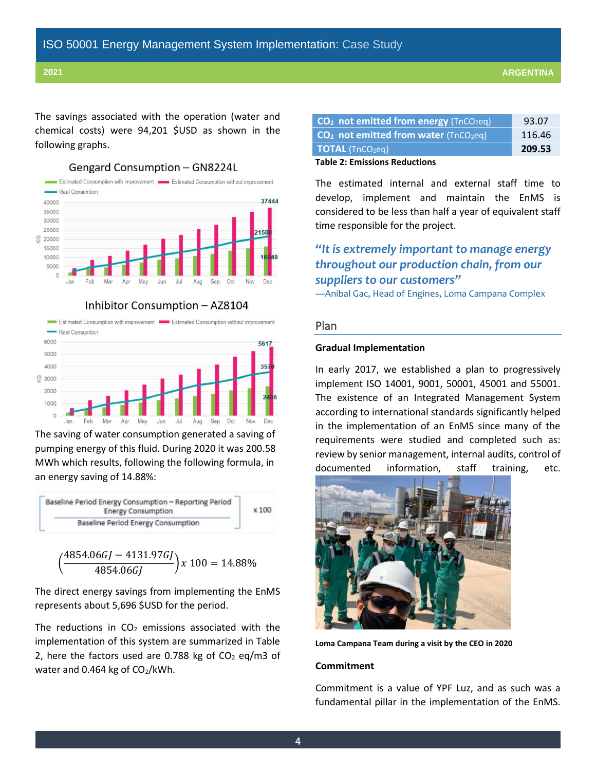The savings associated with the operation (water and chemical costs) were 94,201 $USD as shown in the following graphs.

Gengard Consumption – GN8224L

Inhibitor Consumption – AZ8104

The saving of water consumption generated a saving of pumping energy of this fluid. During 2020 it was 200.58 MWh which results, following the following formula, in an energy saving of 14.88%:

$$\frac{\text{Baseline Period Energy Consumption} - \text{Reporting Period Energy Consumption}}{\text{Baseline Period Energy Consumption}} \times 100$$

$$\left(\frac{4854.06GJ - 4131.97GJ}{4854.06GJ}\right) x\ 100 = 14.88\%$$

The direct energy savings from implementing the EnMS represents about 5,696 $USD for the period.

The reductions in $CO_2$ emissions associated with the implementation of this system are summarized in Table 2, here the factors used are 0.788 kg of $CO_2$ eq/m3 of water and 0.464 kg of $CO_2$/kWh.

| | |
|---|---|
| **$CO_2$ not emitted from energy** ($TnCO_2eq$) | 93.07 |
| **$CO_2$ not emitted from water** ($TnCO_2eq$) | 116.46 |
| **TOTAL** ($TnCO_2eq$) | **209.53** |

**Table 2: Emissions Reductions**

The estimated internal and external staff time to develop, implement and maintain the EnMS is considered to be less than half a year of equivalent staff time responsible for the project.

> ***"It is extremely important to manage energy throughout our production chain, from our suppliers to our customers"***
>
> —Anibal Gac, Head of Engines, Loma Campana Complex

## Plan

### Gradual Implementation

In early 2017, we established a plan to progressively implement ISO 14001, 9001, 50001, 45001 and 55001. The existence of an Integrated Management System according to international standards significantly helped in the implementation of an EnMS since many of the requirements were studied and completed such as: review by senior management, internal audits, control of documented information, staff training, etc.

**Loma Campana Team during a visit by the CEO in 2020**

### Commitment

Commitment is a value of YPF Luz, and as such was a fundamental pillar in the implementation of the EnMS.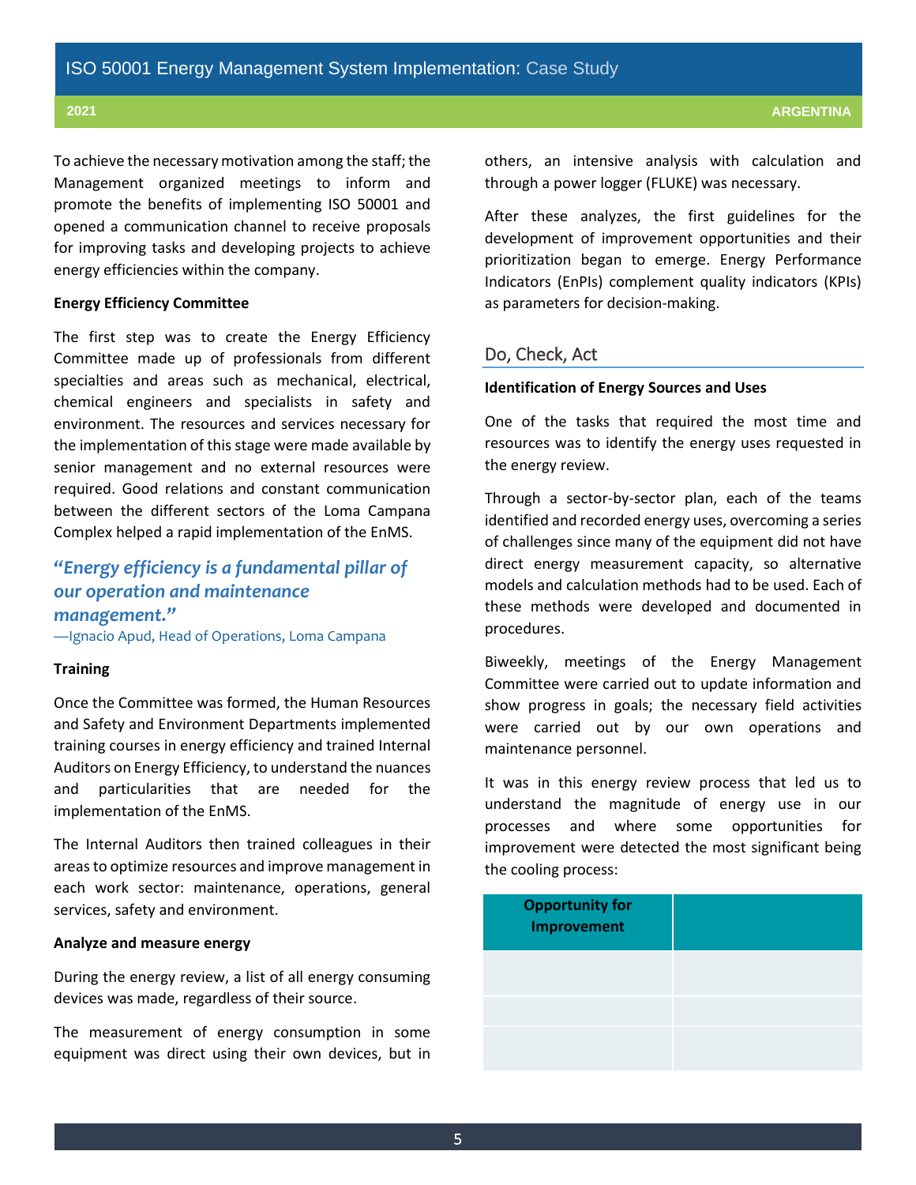To achieve the necessary motivation among the staff; the Management organized meetings to inform and promote the benefits of implementing ISO 50001 and opened a communication channel to receive proposals for improving tasks and developing projects to achieve energy efficiencies within the company.

**Energy Efficiency Committee**

The first step was to create the Energy Efficiency Committee made up of professionals from different specialties and areas such as mechanical, electrical, chemical engineers and specialists in safety and environment. The resources and services necessary for the implementation of this stage were made available by senior management and no external resources were required. Good relations and constant communication between the different sectors of the Loma Campana Complex helped a rapid implementation of the EnMS.

***"Energy efficiency is a fundamental pillar of our operation and maintenance management."***

—Ignacio Apud, Head of Operations, Loma Campana

**Training**

Once the Committee was formed, the Human Resources and Safety and Environment Departments implemented training courses in energy efficiency and trained Internal Auditors on Energy Efficiency, to understand the nuances and particularities that are needed for the implementation of the EnMS.

The Internal Auditors then trained colleagues in their areas to optimize resources and improve management in each work sector: maintenance, operations, general services, safety and environment.

**Analyze and measure energy**

During the energy review, a list of all energy consuming devices was made, regardless of their source.

The measurement of energy consumption in some equipment was direct using their own devices, but in others, an intensive analysis with calculation and through a power logger (FLUKE) was necessary.

After these analyzes, the first guidelines for the development of improvement opportunities and their prioritization began to emerge. Energy Performance Indicators (EnPIs) complement quality indicators (KPIs) as parameters for decision-making.

## Do, Check, Act

**Identification of Energy Sources and Uses**

One of the tasks that required the most time and resources was to identify the energy uses requested in the energy review.

Through a sector-by-sector plan, each of the teams identified and recorded energy uses, overcoming a series of challenges since many of the equipment did not have direct energy measurement capacity, so alternative models and calculation methods had to be used. Each of these methods were developed and documented in procedures.

Biweekly, meetings of the Energy Management Committee were carried out to update information and show progress in goals; the necessary field activities were carried out by our own operations and maintenance personnel.

It was in this energy review process that led us to understand the magnitude of energy use in our processes and where some opportunities for improvement were detected the most significant being the cooling process:

| Opportunity for Improvement | |
|---|---|
| | |
| | |
| | |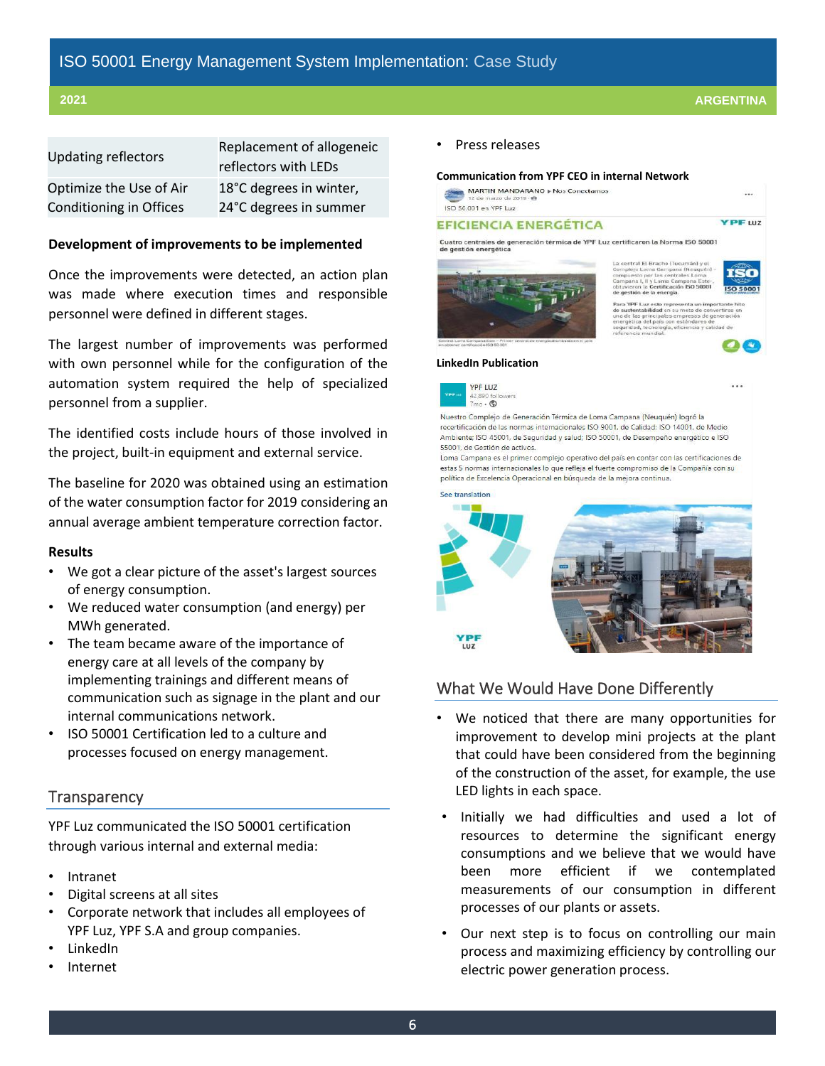| | |
|---|---|
| Updating reflectors | Replacement of allogeneic reflectors with LEDs |
| Optimize the Use of Air Conditioning in Offices | 18°C degrees in winter, 24°C degrees in summer |

**Development of improvements to be implemented**

Once the improvements were detected, an action plan was made where execution times and responsible personnel were defined in different stages.

The largest number of improvements was performed with own personnel while for the configuration of the automation system required the help of specialized personnel from a supplier.

The identified costs include hours of those involved in the project, built-in equipment and external service.

The baseline for 2020 was obtained using an estimation of the water consumption factor for 2019 considering an annual average ambient temperature correction factor.

**Results**

- We got a clear picture of the asset's largest sources of energy consumption.
- We reduced water consumption (and energy) per MWh generated.
- The team became aware of the importance of energy care at all levels of the company by implementing trainings and different means of communication such as signage in the plant and our internal communications network.
- ISO 50001 Certification led to a culture and processes focused on energy management.

## Transparency

YPF Luz communicated the ISO 50001 certification through various internal and external media:

- Intranet
- Digital screens at all sites
- Corporate network that includes all employees of YPF Luz, YPF S.A and group companies.
- LinkedIn
- Internet
- Press releases

**Communication from YPF CEO in internal Network**

**LinkedIn Publication**

## What We Would Have Done Differently

- We noticed that there are many opportunities for improvement to develop mini projects at the plant that could have been considered from the beginning of the construction of the asset, for example, the use LED lights in each space.
- Initially we had difficulties and used a lot of resources to determine the significant energy consumptions and we believe that we would have been more efficient if we contemplated measurements of our consumption in different processes of our plants or assets.
- Our next step is to focus on controlling our main process and maximizing efficiency by controlling our electric power generation process.